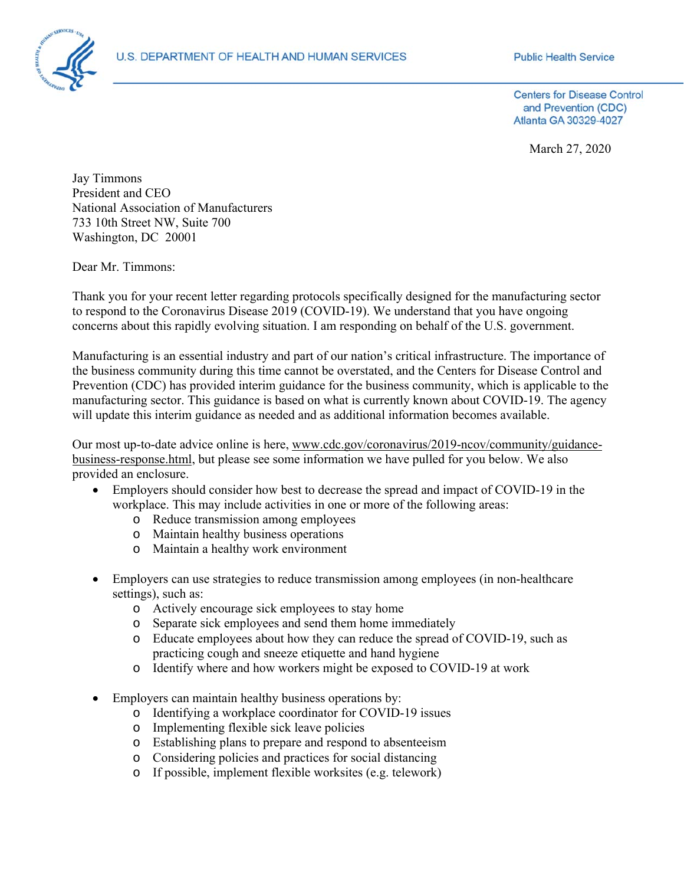U.S. DEPARTMENT OF HEALTH AND HUMAN SERVICES

Public Health Service

Centers for Disease Control and Prevention (CDC)
Atlanta GA 30329-4027

March 27, 2020

Jay Timmons
President and CEO
National Association of Manufacturers
733 10th Street NW, Suite 700
Washington, DC 20001

Dear Mr. Timmons:

Thank you for your recent letter regarding protocols specifically designed for the manufacturing sector to respond to the Coronavirus Disease 2019 (COVID-19). We understand that you have ongoing concerns about this rapidly evolving situation. I am responding on behalf of the U.S. government.

Manufacturing is an essential industry and part of our nation's critical infrastructure. The importance of the business community during this time cannot be overstated, and the Centers for Disease Control and Prevention (CDC) has provided interim guidance for the business community, which is applicable to the manufacturing sector. This guidance is based on what is currently known about COVID-19. The agency will update this interim guidance as needed and as additional information becomes available.

Our most up-to-date advice online is here, www.cdc.gov/coronavirus/2019-ncov/community/guidance-business-response.html, but please see some information we have pulled for you below. We also provided an enclosure.

- Employers should consider how best to decrease the spread and impact of COVID-19 in the workplace. This may include activities in one or more of the following areas:
  - Reduce transmission among employees
  - Maintain healthy business operations
  - Maintain a healthy work environment

- Employers can use strategies to reduce transmission among employees (in non-healthcare settings), such as:
  - Actively encourage sick employees to stay home
  - Separate sick employees and send them home immediately
  - Educate employees about how they can reduce the spread of COVID-19, such as practicing cough and sneeze etiquette and hand hygiene
  - Identify where and how workers might be exposed to COVID-19 at work

- Employers can maintain healthy business operations by:
  - Identifying a workplace coordinator for COVID-19 issues
  - Implementing flexible sick leave policies
  - Establishing plans to prepare and respond to absenteeism
  - Considering policies and practices for social distancing
  - If possible, implement flexible worksites (e.g. telework)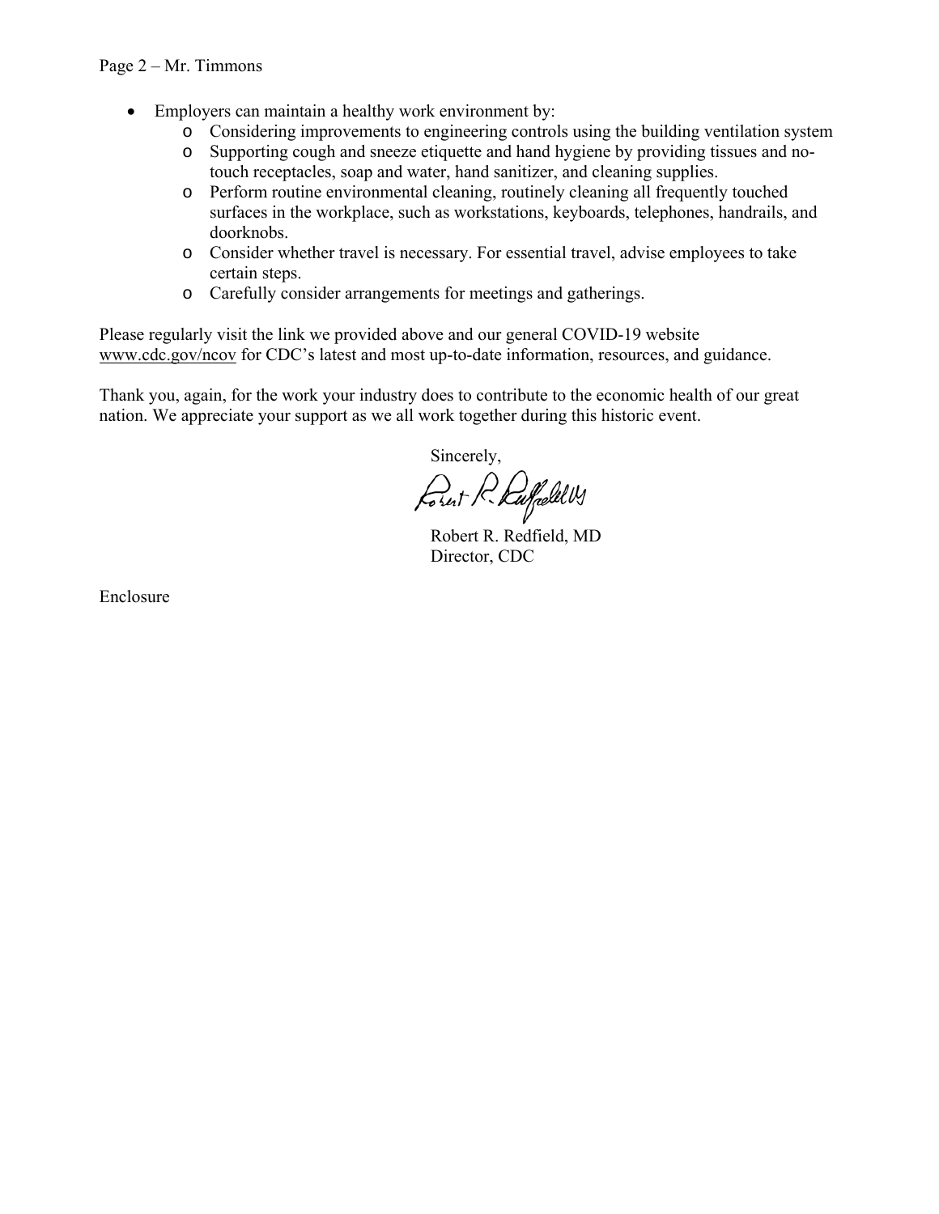- Employers can maintain a healthy work environment by:
  - Considering improvements to engineering controls using the building ventilation system
  - Supporting cough and sneeze etiquette and hand hygiene by providing tissues and no-touch receptacles, soap and water, hand sanitizer, and cleaning supplies.
  - Perform routine environmental cleaning, routinely cleaning all frequently touched surfaces in the workplace, such as workstations, keyboards, telephones, handrails, and doorknobs.
  - Consider whether travel is necessary. For essential travel, advise employees to take certain steps.
  - Carefully consider arrangements for meetings and gatherings.

Please regularly visit the link we provided above and our general COVID-19 website www.cdc.gov/ncov for CDC's latest and most up-to-date information, resources, and guidance.

Thank you, again, for the work your industry does to contribute to the economic health of our great nation. We appreciate your support as we all work together during this historic event.

Sincerely,

Robert R. Redfield, MD
Director, CDC

Enclosure